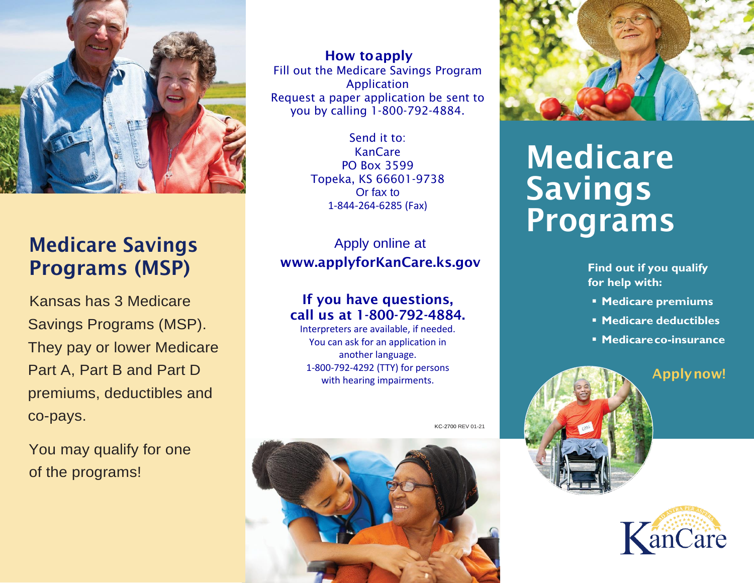## Medicare Savings Programs (MSP)

Kansas has 3 Medicare Savings Programs (MSP). They pay or lower Medicare Part A, Part B and Part D premiums, deductibles and co-pays.

You may qualify for one of the programs!

### How to apply

Fill out the Medicare Savings Program Application

Request a paper application be sent to you by calling 1-800-792-4884.

Send it to:
KanCare
PO Box 3599
Topeka, KS 66601-9738
Or fax to
1-844-264-6285 (Fax)

Apply online at
**www.applyforKanCare.ks.gov**

### If you have questions, call us at 1-800-792-4884.

Interpreters are available, if needed.
You can ask for an application in another language.
1-800-792-4292 (TTY) for persons with hearing impairments.

KC-2700 REV 01-21

# Medicare Savings Programs

**Find out if you qualify for help with:**

- **Medicare premiums**
- **Medicare deductibles**
- **Medicare co-insurance**

**Apply now!**

KanCare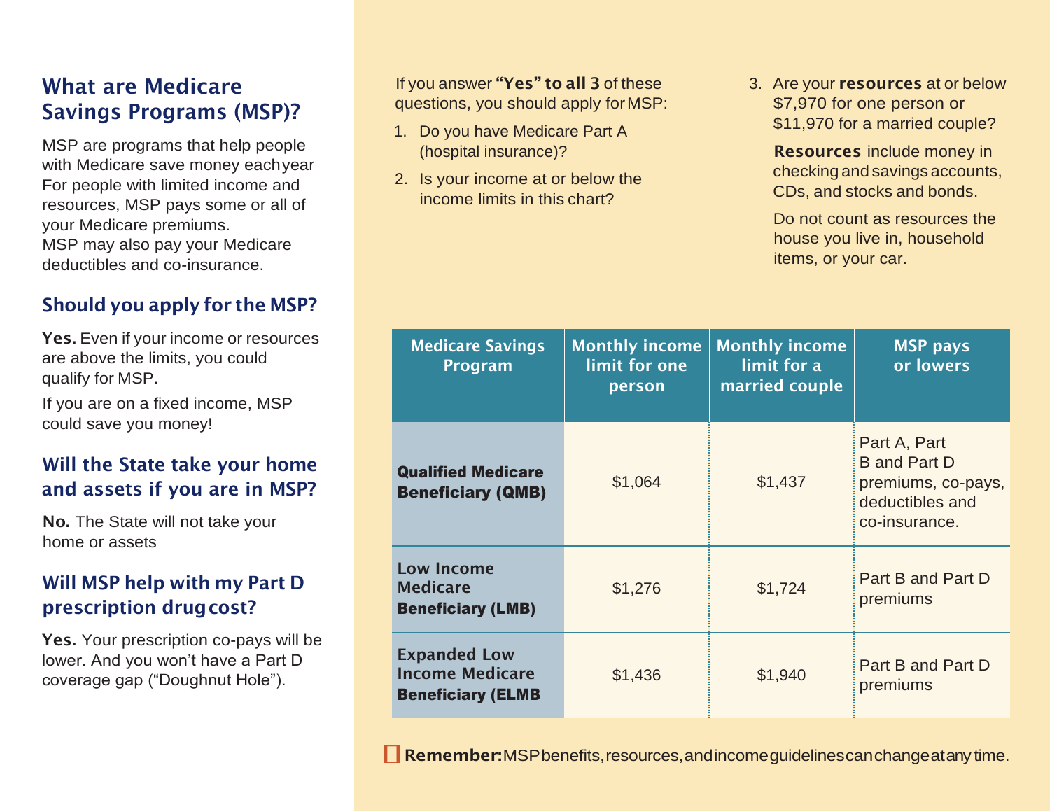## What are Medicare Savings Programs (MSP)?

MSP are programs that help people with Medicare save money each year For people with limited income and resources, MSP pays some or all of your Medicare premiums.
MSP may also pay your Medicare deductibles and co-insurance.

### Should you apply for the MSP?

**Yes.** Even if your income or resources are above the limits, you could qualify for MSP.

If you are on a fixed income, MSP could save you money!

### Will the State take your home and assets if you are in MSP?

**No.** The State will not take your home or assets

### Will MSP help with my Part D prescription drug cost?

**Yes.** Your prescription co-pays will be lower. And you won't have a Part D coverage gap ("Doughnut Hole").

If you answer **"Yes" to all 3** of these questions, you should apply for MSP:

1. Do you have Medicare Part A (hospital insurance)?
2. Is your income at or below the income limits in this chart?
3. Are your **resources** at or below $7,970 for one person or $11,970 for a married couple?

   **Resources** include money in checking and savings accounts, CDs, and stocks and bonds.

   Do not count as resources the house you live in, household items, or your car.

| Medicare Savings Program | Monthly income limit for one person | Monthly income limit for a married couple | MSP pays or lowers |
|---|---|---|---|
| **Qualified Medicare Beneficiary (QMB)** | $1,064 | $1,437 | Part A, Part B and Part D premiums, co-pays, deductibles and co-insurance. |
| **Low Income Medicare Beneficiary (LMB)** | $1,276 | $1,724 | Part B and Part D premiums |
| **Expanded Low Income Medicare Beneficiary (ELMB** | $1,436 | $1,940 | Part B and Part D premiums |

**Remember:** MSP benefits, resources, and income guidelines can change at any time.